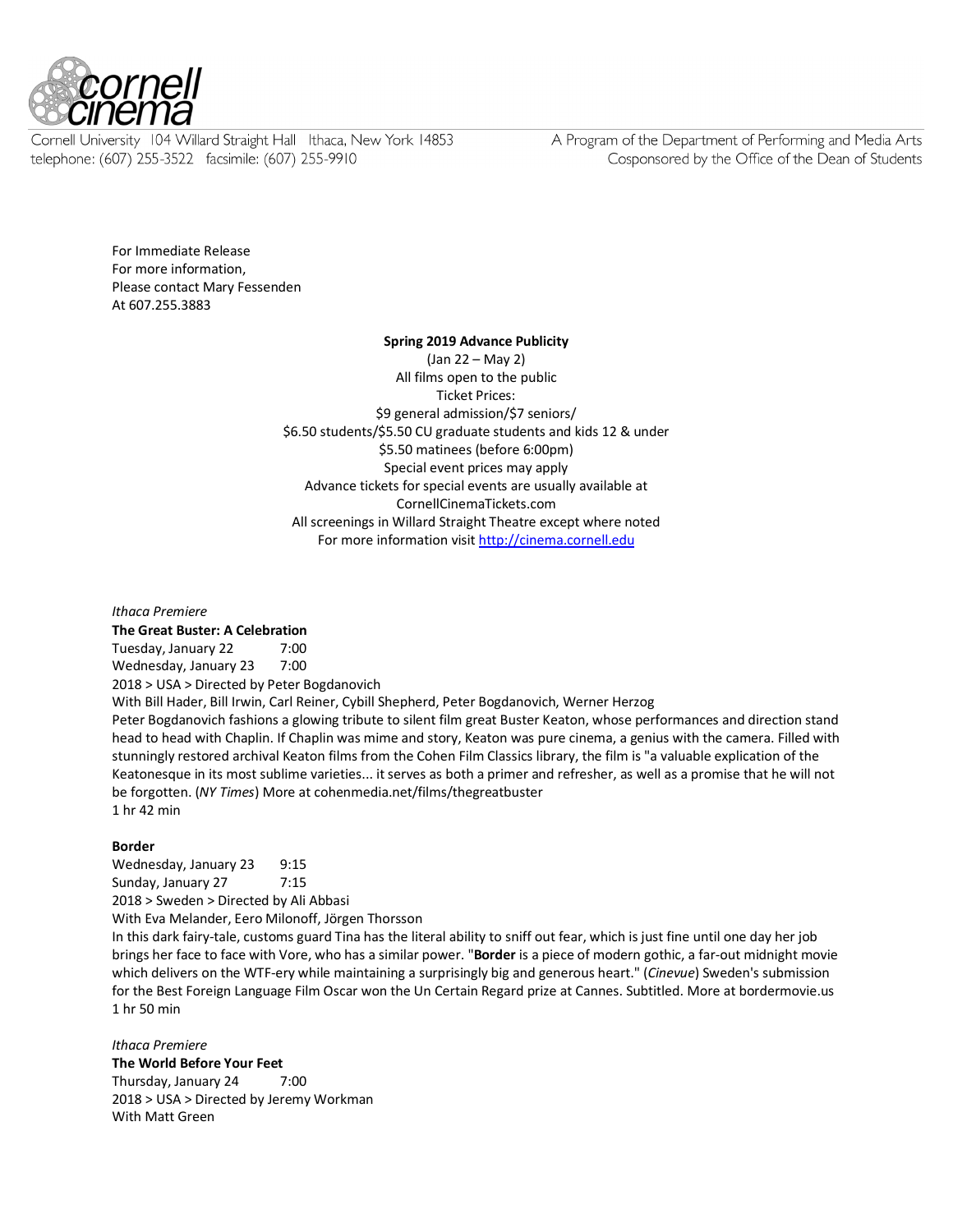cornell cinema

Cornell University 104 Willard Straight Hall Ithaca, New York 14853
telephone: (607) 255-3522 facsimile: (607) 255-9910

A Program of the Department of Performing and Media Arts
Cosponsored by the Office of the Dean of Students

For Immediate Release
For more information,
Please contact Mary Fessenden
At 607.255.3883

**Spring 2019 Advance Publicity**
(Jan 22 – May 2)
All films open to the public
Ticket Prices:
$9 general admission/$7 seniors/
$6.50 students/$5.50 CU graduate students and kids 12 & under
$5.50 matinees (before 6:00pm)
Special event prices may apply
Advance tickets for special events are usually available at
CornellCinemaTickets.com
All screenings in Willard Straight Theatre except where noted
For more information visit http://cinema.cornell.edu

*Ithaca Premiere*
**The Great Buster: A Celebration**
Tuesday, January 22 7:00
Wednesday, January 23 7:00
2018 > USA > Directed by Peter Bogdanovich
With Bill Hader, Bill Irwin, Carl Reiner, Cybill Shepherd, Peter Bogdanovich, Werner Herzog
Peter Bogdanovich fashions a glowing tribute to silent film great Buster Keaton, whose performances and direction stand head to head with Chaplin. If Chaplin was mime and story, Keaton was pure cinema, a genius with the camera. Filled with stunningly restored archival Keaton films from the Cohen Film Classics library, the film is "a valuable explication of the Keatonesque in its most sublime varieties... it serves as both a primer and refresher, as well as a promise that he will not be forgotten. (*NY Times*) More at cohenmedia.net/films/thegreatbuster
1 hr 42 min

**Border**
Wednesday, January 23 9:15
Sunday, January 27 7:15
2018 > Sweden > Directed by Ali Abbasi
With Eva Melander, Eero Milonoff, Jörgen Thorsson
In this dark fairy-tale, customs guard Tina has the literal ability to sniff out fear, which is just fine until one day her job brings her face to face with Vore, who has a similar power. "**Border** is a piece of modern gothic, a far-out midnight movie which delivers on the WTF-ery while maintaining a surprisingly big and generous heart." (*Cinevue*) Sweden's submission for the Best Foreign Language Film Oscar won the Un Certain Regard prize at Cannes. Subtitled. More at bordermovie.us
1 hr 50 min

*Ithaca Premiere*
**The World Before Your Feet**
Thursday, January 24 7:00
2018 > USA > Directed by Jeremy Workman
With Matt Green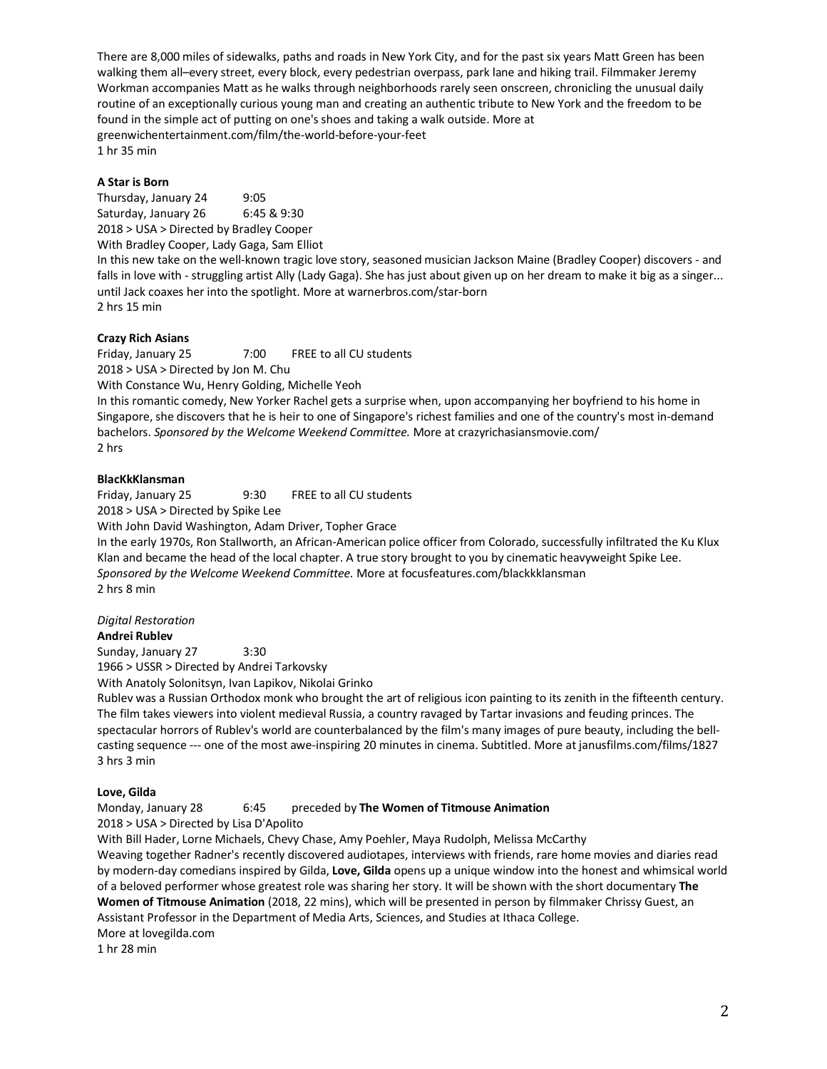There are 8,000 miles of sidewalks, paths and roads in New York City, and for the past six years Matt Green has been walking them all–every street, every block, every pedestrian overpass, park lane and hiking trail. Filmmaker Jeremy Workman accompanies Matt as he walks through neighborhoods rarely seen onscreen, chronicling the unusual daily routine of an exceptionally curious young man and creating an authentic tribute to New York and the freedom to be found in the simple act of putting on one's shoes and taking a walk outside. More at greenwichentertainment.com/film/the-world-before-your-feet
1 hr 35 min

**A Star is Born**
Thursday, January 24 9:05
Saturday, January 26 6:45 & 9:30
2018 > USA > Directed by Bradley Cooper
With Bradley Cooper, Lady Gaga, Sam Elliot
In this new take on the well-known tragic love story, seasoned musician Jackson Maine (Bradley Cooper) discovers - and falls in love with - struggling artist Ally (Lady Gaga). She has just about given up on her dream to make it big as a singer... until Jack coaxes her into the spotlight. More at warnerbros.com/star-born
2 hrs 15 min

**Crazy Rich Asians**
Friday, January 25 7:00 FREE to all CU students
2018 > USA > Directed by Jon M. Chu
With Constance Wu, Henry Golding, Michelle Yeoh
In this romantic comedy, New Yorker Rachel gets a surprise when, upon accompanying her boyfriend to his home in Singapore, she discovers that he is heir to one of Singapore's richest families and one of the country's most in-demand bachelors. *Sponsored by the Welcome Weekend Committee.* More at crazyrichasiansmovie.com/
2 hrs

**BlacKkKlansman**
Friday, January 25 9:30 FREE to all CU students
2018 > USA > Directed by Spike Lee
With John David Washington, Adam Driver, Topher Grace
In the early 1970s, Ron Stallworth, an African-American police officer from Colorado, successfully infiltrated the Ku Klux Klan and became the head of the local chapter. A true story brought to you by cinematic heavyweight Spike Lee. *Sponsored by the Welcome Weekend Committee.* More at focusfeatures.com/blackkklansman
2 hrs 8 min

*Digital Restoration*
**Andrei Rublev**
Sunday, January 27 3:30
1966 > USSR > Directed by Andrei Tarkovsky
With Anatoly Solonitsyn, Ivan Lapikov, Nikolai Grinko
Rublev was a Russian Orthodox monk who brought the art of religious icon painting to its zenith in the fifteenth century. The film takes viewers into violent medieval Russia, a country ravaged by Tartar invasions and feuding princes. The spectacular horrors of Rublev's world are counterbalanced by the film's many images of pure beauty, including the bell-casting sequence --- one of the most awe-inspiring 20 minutes in cinema. Subtitled. More at janusfilms.com/films/1827
3 hrs 3 min

**Love, Gilda**
Monday, January 28 6:45 preceded by **The Women of Titmouse Animation**
2018 > USA > Directed by Lisa D'Apolito
With Bill Hader, Lorne Michaels, Chevy Chase, Amy Poehler, Maya Rudolph, Melissa McCarthy
Weaving together Radner's recently discovered audiotapes, interviews with friends, rare home movies and diaries read by modern-day comedians inspired by Gilda, **Love, Gilda** opens up a unique window into the honest and whimsical world of a beloved performer whose greatest role was sharing her story. It will be shown with the short documentary **The Women of Titmouse Animation** (2018, 22 mins), which will be presented in person by filmmaker Chrissy Guest, an Assistant Professor in the Department of Media Arts, Sciences, and Studies at Ithaca College.
More at lovegilda.com
1 hr 28 min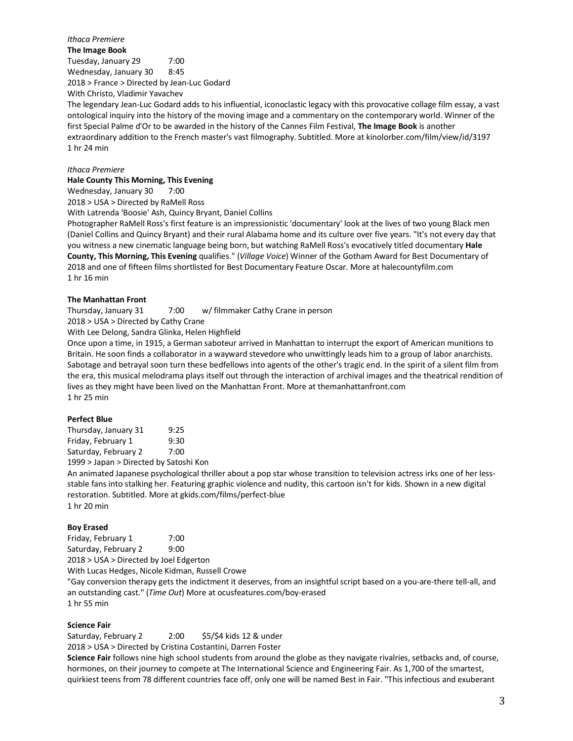*Ithaca Premiere*

**The Image Book**

Tuesday, January 29 7:00

Wednesday, January 30 8:45

2018 > France > Directed by Jean-Luc Godard

With Christo, Vladimir Yavachev

The legendary Jean-Luc Godard adds to his influential, iconoclastic legacy with this provocative collage film essay, a vast ontological inquiry into the history of the moving image and a commentary on the contemporary world. Winner of the first Special Palme d'Or to be awarded in the history of the Cannes Film Festival, **The Image Book** is another extraordinary addition to the French master's vast filmography. Subtitled. More at kinolorber.com/film/view/id/3197

1 hr 24 min

*Ithaca Premiere*

**Hale County This Morning, This Evening**

Wednesday, January 30 7:00

2018 > USA > Directed by RaMell Ross

With Latrenda 'Boosie' Ash, Quincy Bryant, Daniel Collins

Photographer RaMell Ross's first feature is an impressionistic 'documentary' look at the lives of two young Black men (Daniel Collins and Quincy Bryant) and their rural Alabama home and its culture over five years. "It's not every day that you witness a new cinematic language being born, but watching RaMell Ross's evocatively titled documentary **Hale County, This Morning, This Evening** qualifies." (*Village Voice*) Winner of the Gotham Award for Best Documentary of 2018 and one of fifteen films shortlisted for Best Documentary Feature Oscar. More at halecountyfilm.com

1 hr 16 min

**The Manhattan Front**

Thursday, January 31 7:00 w/ filmmaker Cathy Crane in person

2018 > USA > Directed by Cathy Crane

With Lee Delong, Sandra Glinka, Helen Highfield

Once upon a time, in 1915, a German saboteur arrived in Manhattan to interrupt the export of American munitions to Britain. He soon finds a collaborator in a wayward stevedore who unwittingly leads him to a group of labor anarchists. Sabotage and betrayal soon turn these bedfellows into agents of the other's tragic end. In the spirit of a silent film from the era, this musical melodrama plays itself out through the interaction of archival images and the theatrical rendition of lives as they might have been lived on the Manhattan Front. More at themanhattanfront.com

1 hr 25 min

**Perfect Blue**

Thursday, January 31 9:25

Friday, February 1 9:30

Saturday, February 2 7:00

1999 > Japan > Directed by Satoshi Kon

An animated Japanese psychological thriller about a pop star whose transition to television actress irks one of her less-stable fans into stalking her. Featuring graphic violence and nudity, this cartoon isn't for kids. Shown in a new digital restoration. Subtitled. More at gkids.com/films/perfect-blue

1 hr 20 min

**Boy Erased**

Friday, February 1 7:00

Saturday, February 2 9:00

2018 > USA > Directed by Joel Edgerton

With Lucas Hedges, Nicole Kidman, Russell Crowe

"Gay conversion therapy gets the indictment it deserves, from an insightful script based on a you-are-there tell-all, and an outstanding cast." (*Time Out*) More at ocusfeatures.com/boy-erased

1 hr 55 min

**Science Fair**

Saturday, February 2 2:00 $5/$4 kids 12 & under

2018 > USA > Directed by Cristina Costantini, Darren Foster

**Science Fair** follows nine high school students from around the globe as they navigate rivalries, setbacks and, of course, hormones, on their journey to compete at The International Science and Engineering Fair. As 1,700 of the smartest, quirkiest teens from 78 different countries face off, only one will be named Best in Fair. "This infectious and exuberant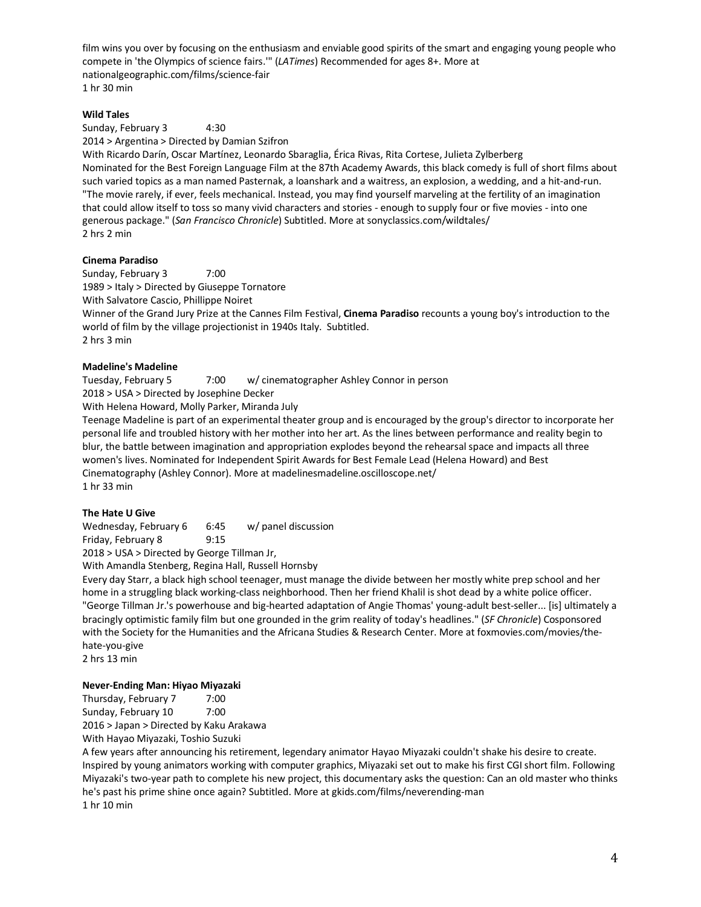film wins you over by focusing on the enthusiasm and enviable good spirits of the smart and engaging young people who compete in 'the Olympics of science fairs.'" (*LATimes*) Recommended for ages 8+. More at nationalgeographic.com/films/science-fair
1 hr 30 min

**Wild Tales**
Sunday, February 3 4:30
2014 > Argentina > Directed by Damian Szifron
With Ricardo Darín, Oscar Martínez, Leonardo Sbaraglia, Érica Rivas, Rita Cortese, Julieta Zylberberg
Nominated for the Best Foreign Language Film at the 87th Academy Awards, this black comedy is full of short films about such varied topics as a man named Pasternak, a loanshark and a waitress, an explosion, a wedding, and a hit-and-run. "The movie rarely, if ever, feels mechanical. Instead, you may find yourself marveling at the fertility of an imagination that could allow itself to toss so many vivid characters and stories - enough to supply four or five movies - into one generous package." (*San Francisco Chronicle*) Subtitled. More at sonyclassics.com/wildtales/
2 hrs 2 min

**Cinema Paradiso**
Sunday, February 3 7:00
1989 > Italy > Directed by Giuseppe Tornatore
With Salvatore Cascio, Phillippe Noiret
Winner of the Grand Jury Prize at the Cannes Film Festival, **Cinema Paradiso** recounts a young boy's introduction to the world of film by the village projectionist in 1940s Italy. Subtitled.
2 hrs 3 min

**Madeline's Madeline**
Tuesday, February 5 7:00 w/ cinematographer Ashley Connor in person
2018 > USA > Directed by Josephine Decker
With Helena Howard, Molly Parker, Miranda July
Teenage Madeline is part of an experimental theater group and is encouraged by the group's director to incorporate her personal life and troubled history with her mother into her art. As the lines between performance and reality begin to blur, the battle between imagination and appropriation explodes beyond the rehearsal space and impacts all three women's lives. Nominated for Independent Spirit Awards for Best Female Lead (Helena Howard) and Best Cinematography (Ashley Connor). More at madelinesmadeline.oscilloscope.net/
1 hr 33 min

**The Hate U Give**
Wednesday, February 6 6:45 w/ panel discussion
Friday, February 8 9:15
2018 > USA > Directed by George Tillman Jr,
With Amandla Stenberg, Regina Hall, Russell Hornsby
Every day Starr, a black high school teenager, must manage the divide between her mostly white prep school and her home in a struggling black working-class neighborhood. Then her friend Khalil is shot dead by a white police officer. "George Tillman Jr.'s powerhouse and big-hearted adaptation of Angie Thomas' young-adult best-seller... [is] ultimately a bracingly optimistic family film but one grounded in the grim reality of today's headlines." (*SF Chronicle*) Cosponsored with the Society for the Humanities and the Africana Studies & Research Center. More at foxmovies.com/movies/the-hate-you-give
2 hrs 13 min

**Never-Ending Man: Hiyao Miyazaki**
Thursday, February 7 7:00
Sunday, February 10 7:00
2016 > Japan > Directed by Kaku Arakawa
With Hayao Miyazaki, Toshio Suzuki
A few years after announcing his retirement, legendary animator Hayao Miyazaki couldn't shake his desire to create. Inspired by young animators working with computer graphics, Miyazaki set out to make his first CGI short film. Following Miyazaki's two-year path to complete his new project, this documentary asks the question: Can an old master who thinks he's past his prime shine once again? Subtitled. More at gkids.com/films/neverending-man
1 hr 10 min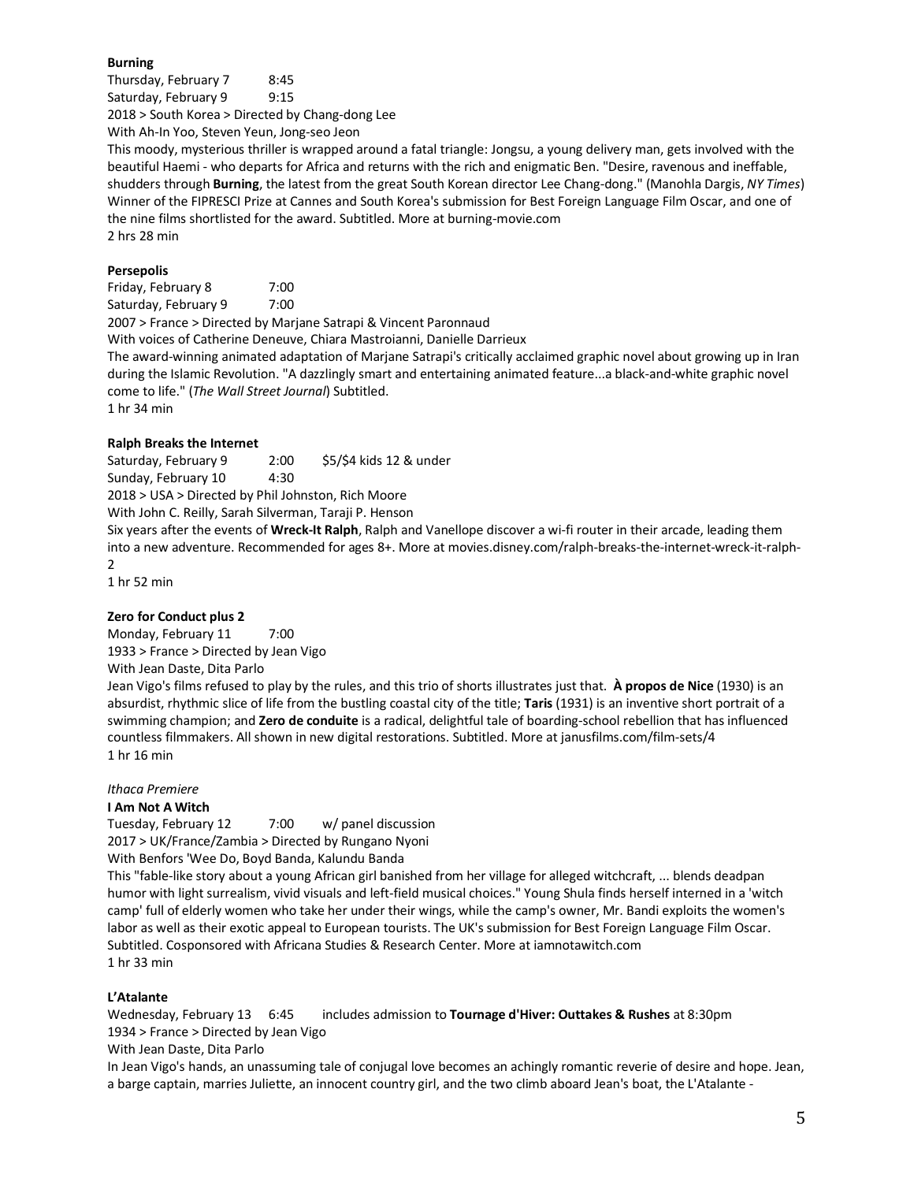**Burning**

Thursday, February 7 8:45
Saturday, February 9 9:15
2018 > South Korea > Directed by Chang-dong Lee
With Ah-In Yoo, Steven Yeun, Jong-seo Jeon

This moody, mysterious thriller is wrapped around a fatal triangle: Jongsu, a young delivery man, gets involved with the beautiful Haemi - who departs for Africa and returns with the rich and enigmatic Ben. "Desire, ravenous and ineffable, shudders through **Burning**, the latest from the great South Korean director Lee Chang-dong." (Manohla Dargis, *NY Times*) Winner of the FIPRESCI Prize at Cannes and South Korea's submission for Best Foreign Language Film Oscar, and one of the nine films shortlisted for the award. Subtitled. More at burning-movie.com
2 hrs 28 min

**Persepolis**

Friday, February 8 7:00
Saturday, February 9 7:00
2007 > France > Directed by Marjane Satrapi & Vincent Paronnaud
With voices of Catherine Deneuve, Chiara Mastroianni, Danielle Darrieux

The award-winning animated adaptation of Marjane Satrapi's critically acclaimed graphic novel about growing up in Iran during the Islamic Revolution. "A dazzlingly smart and entertaining animated feature...a black-and-white graphic novel come to life." (*The Wall Street Journal*) Subtitled.
1 hr 34 min

**Ralph Breaks the Internet**

Saturday, February 9 2:00 $5/$4 kids 12 & under
Sunday, February 10 4:30
2018 > USA > Directed by Phil Johnston, Rich Moore
With John C. Reilly, Sarah Silverman, Taraji P. Henson

Six years after the events of **Wreck-It Ralph**, Ralph and Vanellope discover a wi-fi router in their arcade, leading them into a new adventure. Recommended for ages 8+. More at movies.disney.com/ralph-breaks-the-internet-wreck-it-ralph-2
1 hr 52 min

**Zero for Conduct plus 2**

Monday, February 11 7:00
1933 > France > Directed by Jean Vigo
With Jean Daste, Dita Parlo

Jean Vigo's films refused to play by the rules, and this trio of shorts illustrates just that. **À propos de Nice** (1930) is an absurdist, rhythmic slice of life from the bustling coastal city of the title; **Taris** (1931) is an inventive short portrait of a swimming champion; and **Zero de conduite** is a radical, delightful tale of boarding-school rebellion that has influenced countless filmmakers. All shown in new digital restorations. Subtitled. More at janusfilms.com/film-sets/4
1 hr 16 min

*Ithaca Premiere*

**I Am Not A Witch**

Tuesday, February 12 7:00 w/ panel discussion
2017 > UK/France/Zambia > Directed by Rungano Nyoni
With Benfors 'Wee Do, Boyd Banda, Kalundu Banda

This "fable-like story about a young African girl banished from her village for alleged witchcraft, ... blends deadpan humor with light surrealism, vivid visuals and left-field musical choices." Young Shula finds herself interned in a 'witch camp' full of elderly women who take her under their wings, while the camp's owner, Mr. Bandi exploits the women's labor as well as their exotic appeal to European tourists. The UK's submission for Best Foreign Language Film Oscar. Subtitled. Cosponsored with Africana Studies & Research Center. More at iamnotawitch.com
1 hr 33 min

**L'Atalante**

Wednesday, February 13 6:45 includes admission to **Tournage d'Hiver: Outtakes & Rushes** at 8:30pm
1934 > France > Directed by Jean Vigo
With Jean Daste, Dita Parlo

In Jean Vigo's hands, an unassuming tale of conjugal love becomes an achingly romantic reverie of desire and hope. Jean, a barge captain, marries Juliette, an innocent country girl, and the two climb aboard Jean's boat, the L'Atalante -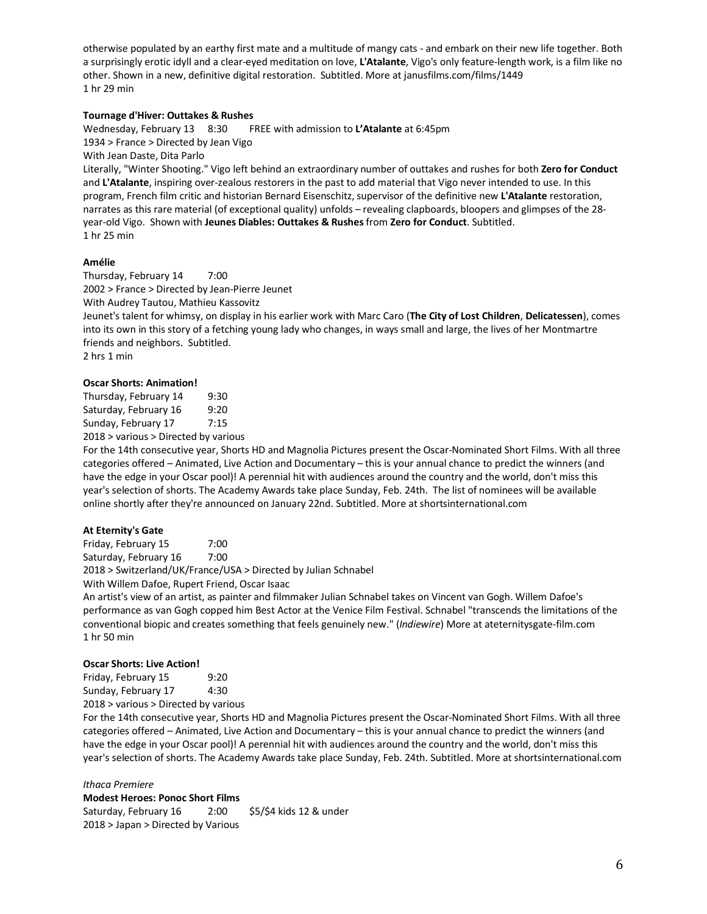otherwise populated by an earthy first mate and a multitude of mangy cats - and embark on their new life together. Both a surprisingly erotic idyll and a clear-eyed meditation on love, **L'Atalante**, Vigo's only feature-length work, is a film like no other. Shown in a new, definitive digital restoration. Subtitled. More at janusfilms.com/films/1449
1 hr 29 min

**Tournage d'Hiver: Outtakes & Rushes**
Wednesday, February 13 8:30 FREE with admission to **L'Atalante** at 6:45pm
1934 > France > Directed by Jean Vigo
With Jean Daste, Dita Parlo
Literally, "Winter Shooting." Vigo left behind an extraordinary number of outtakes and rushes for both **Zero for Conduct** and **L'Atalante**, inspiring over-zealous restorers in the past to add material that Vigo never intended to use. In this program, French film critic and historian Bernard Eisenschitz, supervisor of the definitive new **L'Atalante** restoration, narrates as this rare material (of exceptional quality) unfolds – revealing clapboards, bloopers and glimpses of the 28-year-old Vigo. Shown with **Jeunes Diables: Outtakes & Rushes** from **Zero for Conduct**. Subtitled.
1 hr 25 min

**Amélie**
Thursday, February 14 7:00
2002 > France > Directed by Jean-Pierre Jeunet
With Audrey Tautou, Mathieu Kassovitz
Jeunet's talent for whimsy, on display in his earlier work with Marc Caro (**The City of Lost Children**, **Delicatessen**), comes into its own in this story of a fetching young lady who changes, in ways small and large, the lives of her Montmartre friends and neighbors. Subtitled.
2 hrs 1 min

**Oscar Shorts: Animation!**
Thursday, February 14 9:30
Saturday, February 16 9:20
Sunday, February 17 7:15
2018 > various > Directed by various
For the 14th consecutive year, Shorts HD and Magnolia Pictures present the Oscar-Nominated Short Films. With all three categories offered – Animated, Live Action and Documentary – this is your annual chance to predict the winners (and have the edge in your Oscar pool)! A perennial hit with audiences around the country and the world, don't miss this year's selection of shorts. The Academy Awards take place Sunday, Feb. 24th. The list of nominees will be available online shortly after they're announced on January 22nd. Subtitled. More at shortsinternational.com

**At Eternity's Gate**
Friday, February 15 7:00
Saturday, February 16 7:00
2018 > Switzerland/UK/France/USA > Directed by Julian Schnabel
With Willem Dafoe, Rupert Friend, Oscar Isaac
An artist's view of an artist, as painter and filmmaker Julian Schnabel takes on Vincent van Gogh. Willem Dafoe's performance as van Gogh copped him Best Actor at the Venice Film Festival. Schnabel "transcends the limitations of the conventional biopic and creates something that feels genuinely new." (*Indiewire*) More at ateternitysgate-film.com
1 hr 50 min

**Oscar Shorts: Live Action!**
Friday, February 15 9:20
Sunday, February 17 4:30
2018 > various > Directed by various
For the 14th consecutive year, Shorts HD and Magnolia Pictures present the Oscar-Nominated Short Films. With all three categories offered – Animated, Live Action and Documentary – this is your annual chance to predict the winners (and have the edge in your Oscar pool)! A perennial hit with audiences around the country and the world, don't miss this year's selection of shorts. The Academy Awards take place Sunday, Feb. 24th. Subtitled. More at shortsinternational.com

*Ithaca Premiere*
**Modest Heroes: Ponoc Short Films**
Saturday, February 16 2:00 $5/$4 kids 12 & under
2018 > Japan > Directed by Various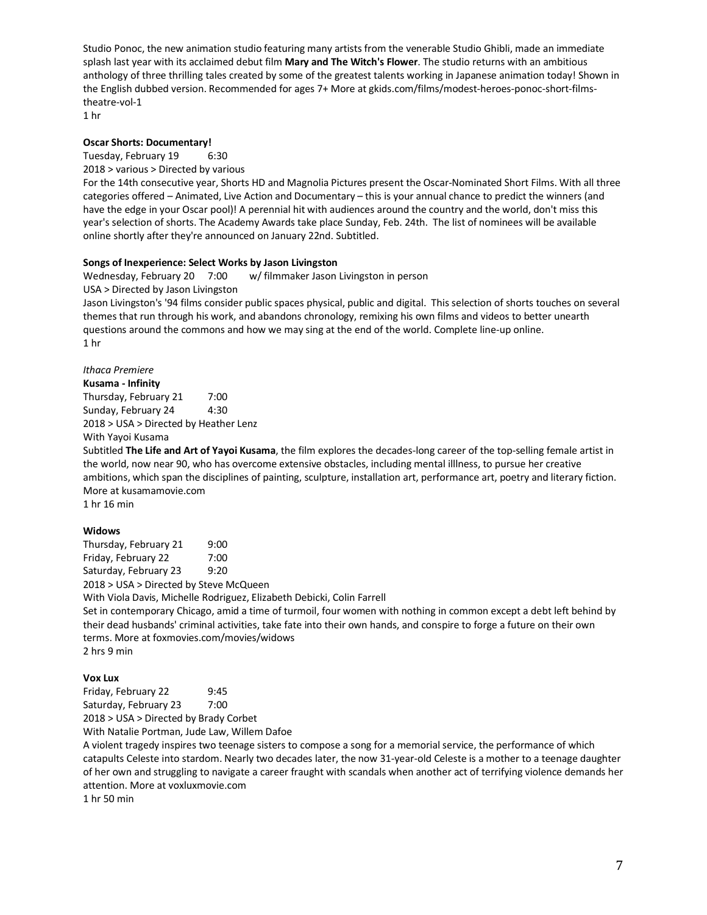Studio Ponoc, the new animation studio featuring many artists from the venerable Studio Ghibli, made an immediate splash last year with its acclaimed debut film **Mary and The Witch's Flower**. The studio returns with an ambitious anthology of three thrilling tales created by some of the greatest talents working in Japanese animation today! Shown in the English dubbed version. Recommended for ages 7+ More at gkids.com/films/modest-heroes-ponoc-short-films-theatre-vol-1
1 hr

**Oscar Shorts: Documentary!**
Tuesday, February 19 6:30
2018 > various > Directed by various
For the 14th consecutive year, Shorts HD and Magnolia Pictures present the Oscar-Nominated Short Films. With all three categories offered – Animated, Live Action and Documentary – this is your annual chance to predict the winners (and have the edge in your Oscar pool)! A perennial hit with audiences around the country and the world, don't miss this year's selection of shorts. The Academy Awards take place Sunday, Feb. 24th. The list of nominees will be available online shortly after they're announced on January 22nd. Subtitled.

**Songs of Inexperience: Select Works by Jason Livingston**
Wednesday, February 20 7:00 w/ filmmaker Jason Livingston in person
USA > Directed by Jason Livingston
Jason Livingston's '94 films consider public spaces physical, public and digital. This selection of shorts touches on several themes that run through his work, and abandons chronology, remixing his own films and videos to better unearth questions around the commons and how we may sing at the end of the world. Complete line-up online.
1 hr

*Ithaca Premiere*
**Kusama - Infinity**
Thursday, February 21 7:00
Sunday, February 24 4:30
2018 > USA > Directed by Heather Lenz
With Yayoi Kusama
Subtitled **The Life and Art of Yayoi Kusama**, the film explores the decades-long career of the top-selling female artist in the world, now near 90, who has overcome extensive obstacles, including mental illlness, to pursue her creative ambitions, which span the disciplines of painting, sculpture, installation art, performance art, poetry and literary fiction. More at kusamamovie.com
1 hr 16 min

**Widows**
Thursday, February 21 9:00
Friday, February 22 7:00
Saturday, February 23 9:20
2018 > USA > Directed by Steve McQueen
With Viola Davis, Michelle Rodriguez, Elizabeth Debicki, Colin Farrell
Set in contemporary Chicago, amid a time of turmoil, four women with nothing in common except a debt left behind by their dead husbands' criminal activities, take fate into their own hands, and conspire to forge a future on their own terms. More at foxmovies.com/movies/widows
2 hrs 9 min

**Vox Lux**
Friday, February 22 9:45
Saturday, February 23 7:00
2018 > USA > Directed by Brady Corbet
With Natalie Portman, Jude Law, Willem Dafoe
A violent tragedy inspires two teenage sisters to compose a song for a memorial service, the performance of which catapults Celeste into stardom. Nearly two decades later, the now 31-year-old Celeste is a mother to a teenage daughter of her own and struggling to navigate a career fraught with scandals when another act of terrifying violence demands her attention. More at voxluxmovie.com
1 hr 50 min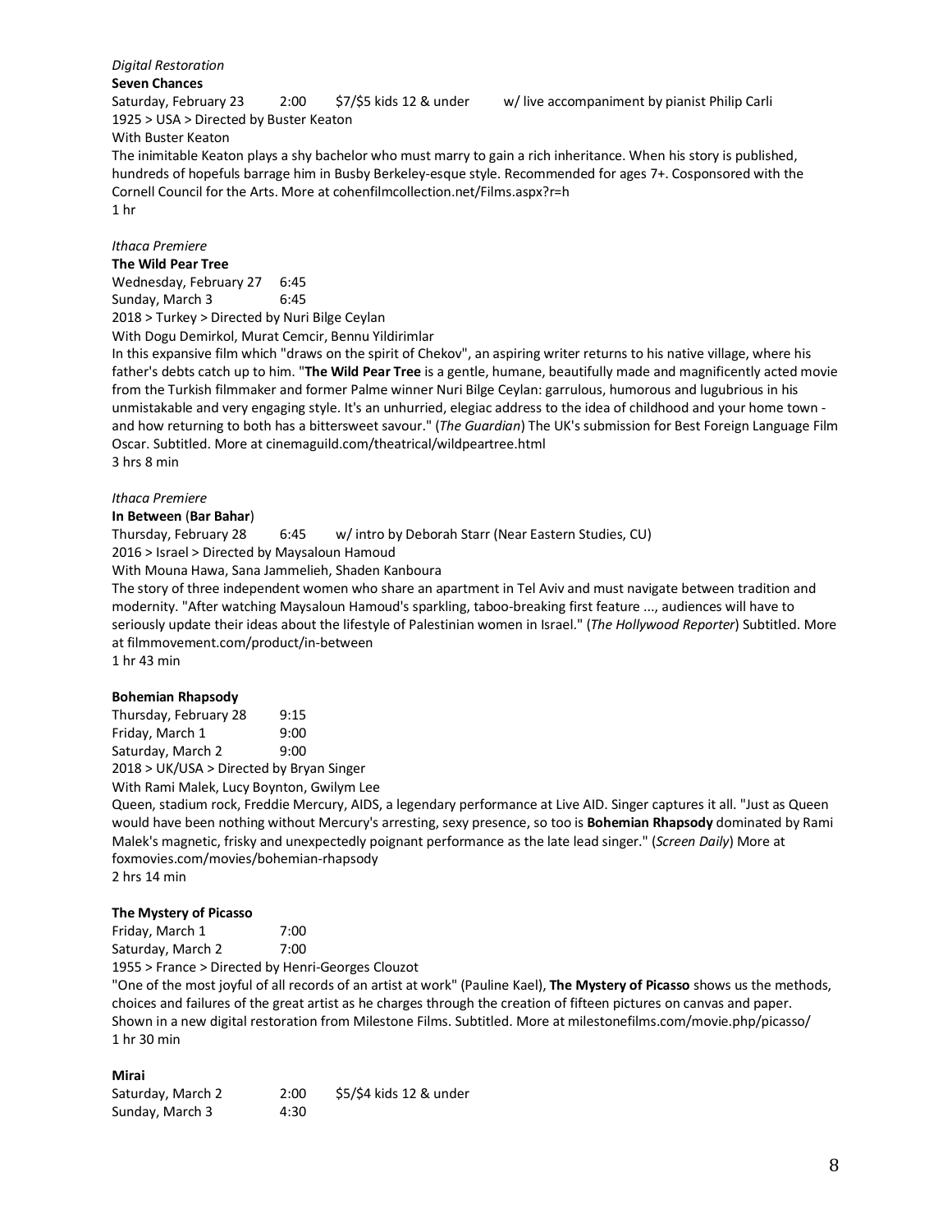*Digital Restoration*

**Seven Chances**

Saturday, February 23 2:00 $7/$5 kids 12 & under w/ live accompaniment by pianist Philip Carli

1925 > USA > Directed by Buster Keaton

With Buster Keaton

The inimitable Keaton plays a shy bachelor who must marry to gain a rich inheritance. When his story is published, hundreds of hopefuls barrage him in Busby Berkeley-esque style. Recommended for ages 7+. Cosponsored with the Cornell Council for the Arts. More at cohenfilmcollection.net/Films.aspx?r=h

1 hr

*Ithaca Premiere*

**The Wild Pear Tree**

Wednesday, February 27 6:45
Sunday, March 3 6:45

2018 > Turkey > Directed by Nuri Bilge Ceylan

With Dogu Demirkol, Murat Cemcir, Bennu Yildirimlar

In this expansive film which "draws on the spirit of Chekov", an aspiring writer returns to his native village, where his father's debts catch up to him. "**The Wild Pear Tree** is a gentle, humane, beautifully made and magnificently acted movie from the Turkish filmmaker and former Palme winner Nuri Bilge Ceylan: garrulous, humorous and lugubrious in his unmistakable and very engaging style. It's an unhurried, elegiac address to the idea of childhood and your home town - and how returning to both has a bittersweet savour." (*The Guardian*) The UK's submission for Best Foreign Language Film Oscar. Subtitled. More at cinemaguild.com/theatrical/wildpeartree.html

3 hrs 8 min

*Ithaca Premiere*

**In Between** (**Bar Bahar**)

Thursday, February 28 6:45 w/ intro by Deborah Starr (Near Eastern Studies, CU)

2016 > Israel > Directed by Maysaloun Hamoud

With Mouna Hawa, Sana Jammelieh, Shaden Kanboura

The story of three independent women who share an apartment in Tel Aviv and must navigate between tradition and modernity. "After watching Maysaloun Hamoud's sparkling, taboo-breaking first feature ..., audiences will have to seriously update their ideas about the lifestyle of Palestinian women in Israel." (*The Hollywood Reporter*) Subtitled. More at filmmovement.com/product/in-between

1 hr 43 min

**Bohemian Rhapsody**

Thursday, February 28 9:15
Friday, March 1 9:00
Saturday, March 2 9:00

2018 > UK/USA > Directed by Bryan Singer

With Rami Malek, Lucy Boynton, Gwilym Lee

Queen, stadium rock, Freddie Mercury, AIDS, a legendary performance at Live AID. Singer captures it all. "Just as Queen would have been nothing without Mercury's arresting, sexy presence, so too is **Bohemian Rhapsody** dominated by Rami Malek's magnetic, frisky and unexpectedly poignant performance as the late lead singer." (*Screen Daily*) More at foxmovies.com/movies/bohemian-rhapsody

2 hrs 14 min

**The Mystery of Picasso**

Friday, March 1 7:00
Saturday, March 2 7:00

1955 > France > Directed by Henri-Georges Clouzot

"One of the most joyful of all records of an artist at work" (Pauline Kael), **The Mystery of Picasso** shows us the methods, choices and failures of the great artist as he charges through the creation of fifteen pictures on canvas and paper. Shown in a new digital restoration from Milestone Films. Subtitled. More at milestonefilms.com/movie.php/picasso/

1 hr 30 min

**Mirai**

Saturday, March 2 2:00 $5/$4 kids 12 & under
Sunday, March 3 4:30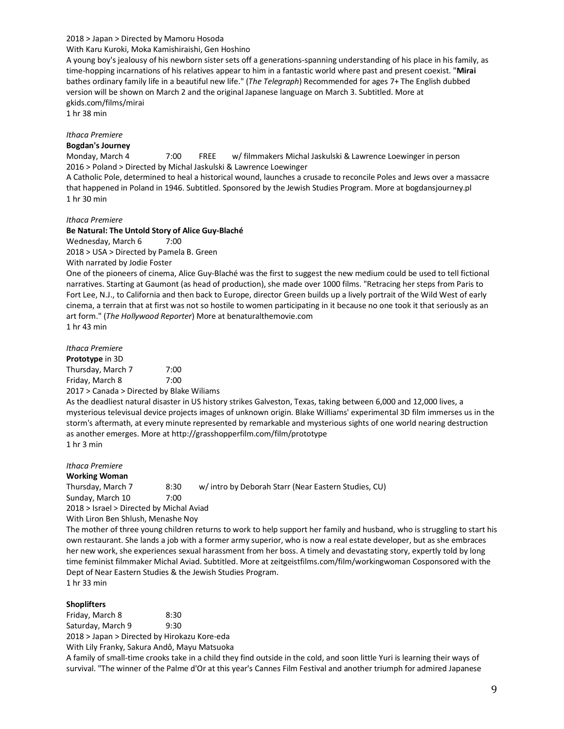2018 > Japan > Directed by Mamoru Hosoda
With Karu Kuroki, Moka Kamishiraishi, Gen Hoshino
A young boy's jealousy of his newborn sister sets off a generations-spanning understanding of his place in his family, as time-hopping incarnations of his relatives appear to him in a fantastic world where past and present coexist. "**Mirai** bathes ordinary family life in a beautiful new life." (*The Telegraph*) Recommended for ages 7+ The English dubbed version will be shown on March 2 and the original Japanese language on March 3. Subtitled. More at gkids.com/films/mirai
1 hr 38 min

*Ithaca Premiere*
**Bogdan's Journey**
Monday, March 4 7:00 FREE w/ filmmakers Michal Jaskulski & Lawrence Loewinger in person
2016 > Poland > Directed by Michal Jaskulski & Lawrence Loewinger
A Catholic Pole, determined to heal a historical wound, launches a crusade to reconcile Poles and Jews over a massacre that happened in Poland in 1946. Subtitled. Sponsored by the Jewish Studies Program. More at bogdansjourney.pl
1 hr 30 min

*Ithaca Premiere*
**Be Natural: The Untold Story of Alice Guy-Blaché**
Wednesday, March 6 7:00
2018 > USA > Directed by Pamela B. Green
With narrated by Jodie Foster
One of the pioneers of cinema, Alice Guy-Blaché was the first to suggest the new medium could be used to tell fictional narratives. Starting at Gaumont (as head of production), she made over 1000 films. "Retracing her steps from Paris to Fort Lee, N.J., to California and then back to Europe, director Green builds up a lively portrait of the Wild West of early cinema, a terrain that at first was not so hostile to women participating in it because no one took it that seriously as an art form." (*The Hollywood Reporter*) More at benaturalthemovie.com
1 hr 43 min

*Ithaca Premiere*
**Prototype** in 3D
Thursday, March 7 7:00
Friday, March 8 7:00
2017 > Canada > Directed by Blake Wiliams
As the deadliest natural disaster in US history strikes Galveston, Texas, taking between 6,000 and 12,000 lives, a mysterious televisual device projects images of unknown origin. Blake Williams' experimental 3D film immerses us in the storm's aftermath, at every minute represented by remarkable and mysterious sights of one world nearing destruction as another emerges. More at http://grasshopperfilm.com/film/prototype
1 hr 3 min

*Ithaca Premiere*
**Working Woman**
Thursday, March 7 8:30 w/ intro by Deborah Starr (Near Eastern Studies, CU)
Sunday, March 10 7:00
2018 > Israel > Directed by Michal Aviad
With Liron Ben Shlush, Menashe Noy
The mother of three young children returns to work to help support her family and husband, who is struggling to start his own restaurant. She lands a job with a former army superior, who is now a real estate developer, but as she embraces her new work, she experiences sexual harassment from her boss. A timely and devastating story, expertly told by long time feminist filmmaker Michal Aviad. Subtitled. More at zeitgeistfilms.com/film/workingwoman Cosponsored with the Dept of Near Eastern Studies & the Jewish Studies Program.
1 hr 33 min

**Shoplifters**
Friday, March 8 8:30
Saturday, March 9 9:30
2018 > Japan > Directed by Hirokazu Kore-eda
With Lily Franky, Sakura Andô, Mayu Matsuoka
A family of small-time crooks take in a child they find outside in the cold, and soon little Yuri is learning their ways of survival. "The winner of the Palme d'Or at this year's Cannes Film Festival and another triumph for admired Japanese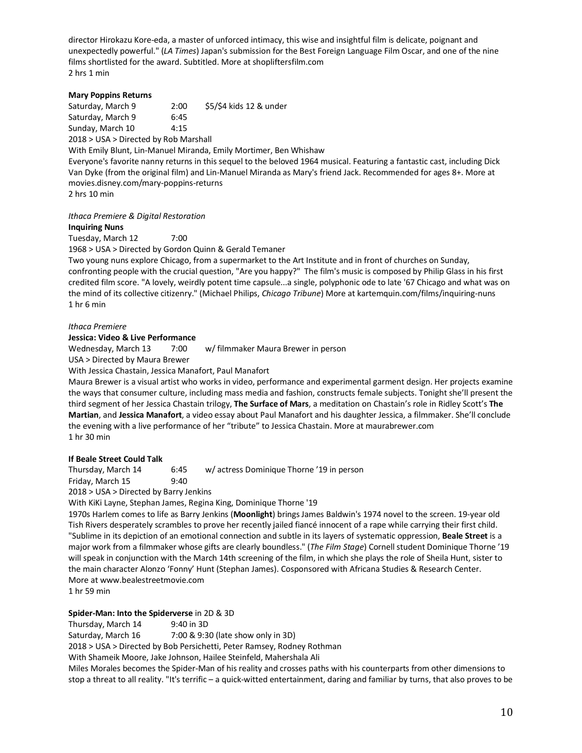director Hirokazu Kore-eda, a master of unforced intimacy, this wise and insightful film is delicate, poignant and unexpectedly powerful." (*LA Times*) Japan's submission for the Best Foreign Language Film Oscar, and one of the nine films shortlisted for the award. Subtitled. More at shopliftersfilm.com
2 hrs 1 min

**Mary Poppins Returns**
Saturday, March 9 2:00 $5/$4 kids 12 & under
Saturday, March 9 6:45
Sunday, March 10 4:15
2018 > USA > Directed by Rob Marshall
With Emily Blunt, Lin-Manuel Miranda, Emily Mortimer, Ben Whishaw
Everyone's favorite nanny returns in this sequel to the beloved 1964 musical. Featuring a fantastic cast, including Dick Van Dyke (from the original film) and Lin-Manuel Miranda as Mary's friend Jack. Recommended for ages 8+. More at movies.disney.com/mary-poppins-returns
2 hrs 10 min

*Ithaca Premiere & Digital Restoration*
**Inquiring Nuns**
Tuesday, March 12 7:00
1968 > USA > Directed by Gordon Quinn & Gerald Temaner
Two young nuns explore Chicago, from a supermarket to the Art Institute and in front of churches on Sunday, confronting people with the crucial question, "Are you happy?" The film's music is composed by Philip Glass in his first credited film score. "A lovely, weirdly potent time capsule...a single, polyphonic ode to late '67 Chicago and what was on the mind of its collective citizenry." (Michael Philips, *Chicago Tribune*) More at kartemquin.com/films/inquiring-nuns
1 hr 6 min

*Ithaca Premiere*
**Jessica: Video & Live Performance**
Wednesday, March 13 7:00 w/ filmmaker Maura Brewer in person
USA > Directed by Maura Brewer
With Jessica Chastain, Jessica Manafort, Paul Manafort
Maura Brewer is a visual artist who works in video, performance and experimental garment design. Her projects examine the ways that consumer culture, including mass media and fashion, constructs female subjects. Tonight she'll present the third segment of her Jessica Chastain trilogy, **The Surface of Mars**, a meditation on Chastain's role in Ridley Scott's **The Martian**, and **Jessica Manafort**, a video essay about Paul Manafort and his daughter Jessica, a filmmaker. She'll conclude the evening with a live performance of her "tribute" to Jessica Chastain. More at maurabrewer.com
1 hr 30 min

**If Beale Street Could Talk**
Thursday, March 14 6:45 w/ actress Dominique Thorne '19 in person
Friday, March 15 9:40
2018 > USA > Directed by Barry Jenkins
With KiKi Layne, Stephan James, Regina King, Dominique Thorne '19
1970s Harlem comes to life as Barry Jenkins (**Moonlight**) brings James Baldwin's 1974 novel to the screen. 19-year old Tish Rivers desperately scrambles to prove her recently jailed fiancé innocent of a rape while carrying their first child. "Sublime in its depiction of an emotional connection and subtle in its layers of systematic oppression, **Beale Street** is a major work from a filmmaker whose gifts are clearly boundless." (*The Film Stage*) Cornell student Dominique Thorne '19 will speak in conjunction with the March 14th screening of the film, in which she plays the role of Sheila Hunt, sister to the main character Alonzo 'Fonny' Hunt (Stephan James). Cosponsored with Africana Studies & Research Center. More at www.bealestreetmovie.com
1 hr 59 min

**Spider-Man: Into the Spiderverse** in 2D & 3D
Thursday, March 14 9:40 in 3D
Saturday, March 16 7:00 & 9:30 (late show only in 3D)
2018 > USA > Directed by Bob Persichetti, Peter Ramsey, Rodney Rothman
With Shameik Moore, Jake Johnson, Hailee Steinfeld, Mahershala Ali
Miles Morales becomes the Spider-Man of his reality and crosses paths with his counterparts from other dimensions to stop a threat to all reality. "It's terrific – a quick-witted entertainment, daring and familiar by turns, that also proves to be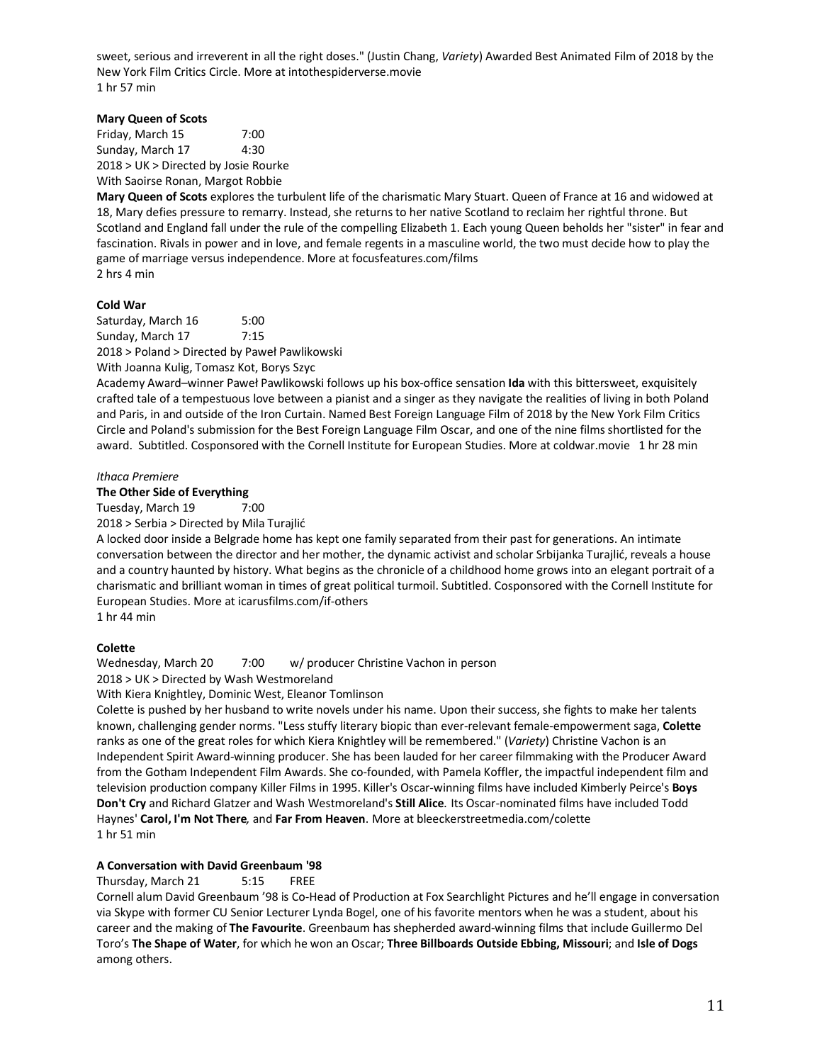sweet, serious and irreverent in all the right doses." (Justin Chang, *Variety*) Awarded Best Animated Film of 2018 by the New York Film Critics Circle. More at intothespiderverse.movie
1 hr 57 min

**Mary Queen of Scots**
Friday, March 15 7:00
Sunday, March 17 4:30
2018 > UK > Directed by Josie Rourke
With Saoirse Ronan, Margot Robbie
**Mary Queen of Scots** explores the turbulent life of the charismatic Mary Stuart. Queen of France at 16 and widowed at 18, Mary defies pressure to remarry. Instead, she returns to her native Scotland to reclaim her rightful throne. But Scotland and England fall under the rule of the compelling Elizabeth 1. Each young Queen beholds her "sister" in fear and fascination. Rivals in power and in love, and female regents in a masculine world, the two must decide how to play the game of marriage versus independence. More at focusfeatures.com/films
2 hrs 4 min

**Cold War**
Saturday, March 16 5:00
Sunday, March 17 7:15
2018 > Poland > Directed by Paweł Pawlikowski
With Joanna Kulig, Tomasz Kot, Borys Szyc
Academy Award–winner Paweł Pawlikowski follows up his box-office sensation **Ida** with this bittersweet, exquisitely crafted tale of a tempestuous love between a pianist and a singer as they navigate the realities of living in both Poland and Paris, in and outside of the Iron Curtain. Named Best Foreign Language Film of 2018 by the New York Film Critics Circle and Poland's submission for the Best Foreign Language Film Oscar, and one of the nine films shortlisted for the award. Subtitled. Cosponsored with the Cornell Institute for European Studies. More at coldwar.movie 1 hr 28 min

*Ithaca Premiere*
**The Other Side of Everything**
Tuesday, March 19 7:00
2018 > Serbia > Directed by Mila Turajlić
A locked door inside a Belgrade home has kept one family separated from their past for generations. An intimate conversation between the director and her mother, the dynamic activist and scholar Srbijanka Turajlić, reveals a house and a country haunted by history. What begins as the chronicle of a childhood home grows into an elegant portrait of a charismatic and brilliant woman in times of great political turmoil. Subtitled. Cosponsored with the Cornell Institute for European Studies. More at icarusfilms.com/if-others
1 hr 44 min

**Colette**
Wednesday, March 20 7:00 w/ producer Christine Vachon in person
2018 > UK > Directed by Wash Westmoreland
With Kiera Knightley, Dominic West, Eleanor Tomlinson
Colette is pushed by her husband to write novels under his name. Upon their success, she fights to make her talents known, challenging gender norms. "Less stuffy literary biopic than ever-relevant female-empowerment saga, **Colette** ranks as one of the great roles for which Kiera Knightley will be remembered." (*Variety*) Christine Vachon is an Independent Spirit Award-winning producer. She has been lauded for her career filmmaking with the Producer Award from the Gotham Independent Film Awards. She co-founded, with Pamela Koffler, the impactful independent film and television production company Killer Films in 1995. Killer's Oscar-winning films have included Kimberly Peirce's **Boys Don't Cry** and Richard Glatzer and Wash Westmoreland's **Still Alice**. Its Oscar-nominated films have included Todd Haynes' **Carol, I'm Not There**, and **Far From Heaven**. More at bleeckerstreetmedia.com/colette
1 hr 51 min

**A Conversation with David Greenbaum '98**
Thursday, March 21 5:15 FREE
Cornell alum David Greenbaum '98 is Co-Head of Production at Fox Searchlight Pictures and he'll engage in conversation via Skype with former CU Senior Lecturer Lynda Bogel, one of his favorite mentors when he was a student, about his career and the making of **The Favourite**. Greenbaum has shepherded award-winning films that include Guillermo Del Toro's **The Shape of Water**, for which he won an Oscar; **Three Billboards Outside Ebbing, Missouri**; and **Isle of Dogs** among others.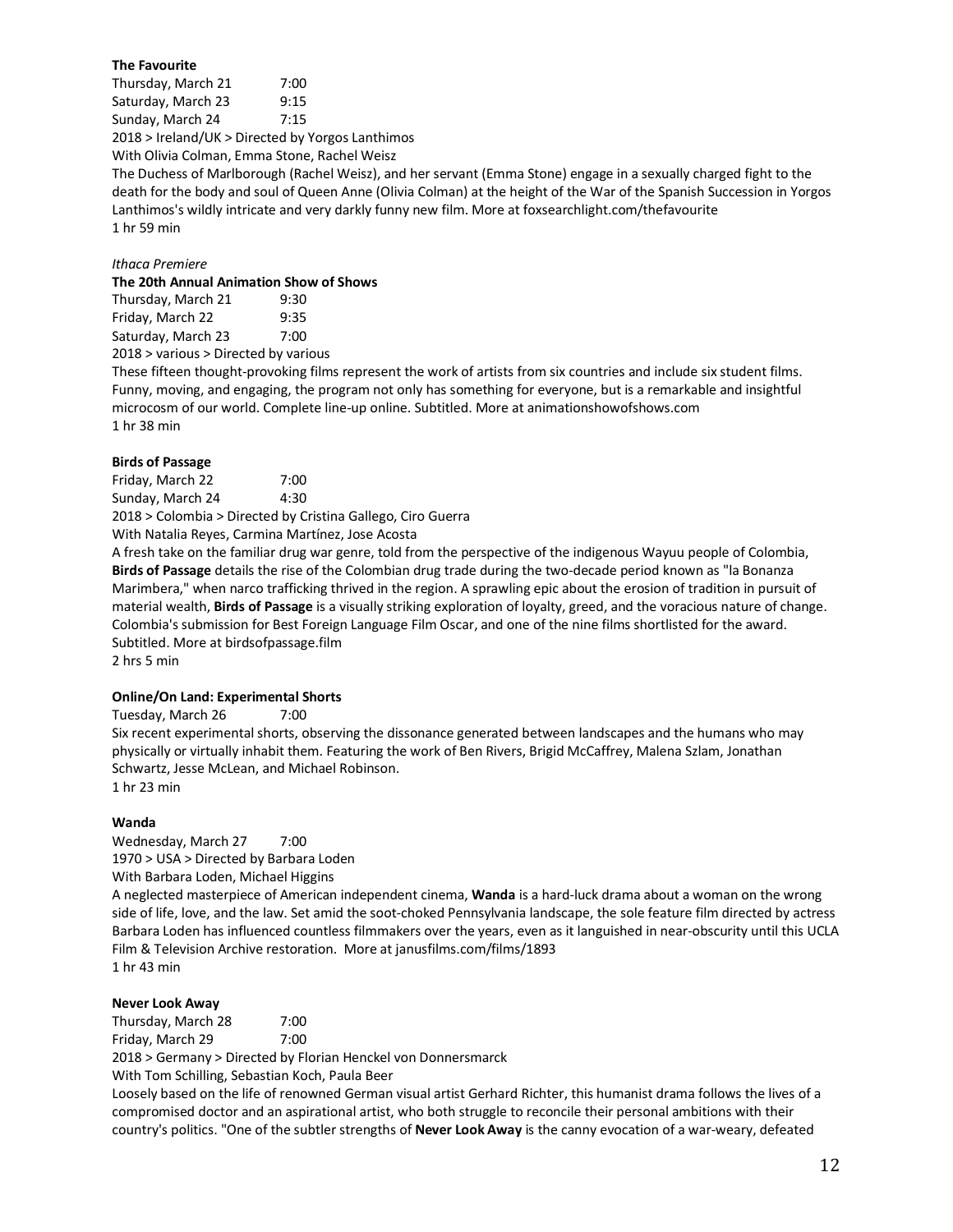**The Favourite**

Thursday, March 21 7:00
Saturday, March 23 9:15
Sunday, March 24 7:15

2018 > Ireland/UK > Directed by Yorgos Lanthimos

With Olivia Colman, Emma Stone, Rachel Weisz

The Duchess of Marlborough (Rachel Weisz), and her servant (Emma Stone) engage in a sexually charged fight to the death for the body and soul of Queen Anne (Olivia Colman) at the height of the War of the Spanish Succession in Yorgos Lanthimos's wildly intricate and very darkly funny new film. More at foxsearchlight.com/thefavourite

1 hr 59 min

*Ithaca Premiere*

**The 20th Annual Animation Show of Shows**

Thursday, March 21 9:30
Friday, March 22 9:35
Saturday, March 23 7:00

2018 > various > Directed by various

These fifteen thought-provoking films represent the work of artists from six countries and include six student films. Funny, moving, and engaging, the program not only has something for everyone, but is a remarkable and insightful microcosm of our world. Complete line-up online. Subtitled. More at animationshowofshows.com

1 hr 38 min

**Birds of Passage**

Friday, March 22 7:00
Sunday, March 24 4:30

2018 > Colombia > Directed by Cristina Gallego, Ciro Guerra

With Natalia Reyes, Carmina Martínez, Jose Acosta

A fresh take on the familiar drug war genre, told from the perspective of the indigenous Wayuu people of Colombia, **Birds of Passage** details the rise of the Colombian drug trade during the two-decade period known as "la Bonanza Marimbera," when narco trafficking thrived in the region. A sprawling epic about the erosion of tradition in pursuit of material wealth, **Birds of Passage** is a visually striking exploration of loyalty, greed, and the voracious nature of change. Colombia's submission for Best Foreign Language Film Oscar, and one of the nine films shortlisted for the award. Subtitled. More at birdsofpassage.film

2 hrs 5 min

**Online/On Land: Experimental Shorts**

Tuesday, March 26 7:00

Six recent experimental shorts, observing the dissonance generated between landscapes and the humans who may physically or virtually inhabit them. Featuring the work of Ben Rivers, Brigid McCaffrey, Malena Szlam, Jonathan Schwartz, Jesse McLean, and Michael Robinson.

1 hr 23 min

**Wanda**

Wednesday, March 27 7:00

1970 > USA > Directed by Barbara Loden

With Barbara Loden, Michael Higgins

A neglected masterpiece of American independent cinema, **Wanda** is a hard-luck drama about a woman on the wrong side of life, love, and the law. Set amid the soot-choked Pennsylvania landscape, the sole feature film directed by actress Barbara Loden has influenced countless filmmakers over the years, even as it languished in near-obscurity until this UCLA Film & Television Archive restoration. More at janusfilms.com/films/1893

1 hr 43 min

**Never Look Away**

Thursday, March 28 7:00
Friday, March 29 7:00

2018 > Germany > Directed by Florian Henckel von Donnersmarck

With Tom Schilling, Sebastian Koch, Paula Beer

Loosely based on the life of renowned German visual artist Gerhard Richter, this humanist drama follows the lives of a compromised doctor and an aspirational artist, who both struggle to reconcile their personal ambitions with their country's politics. "One of the subtler strengths of **Never Look Away** is the canny evocation of a war-weary, defeated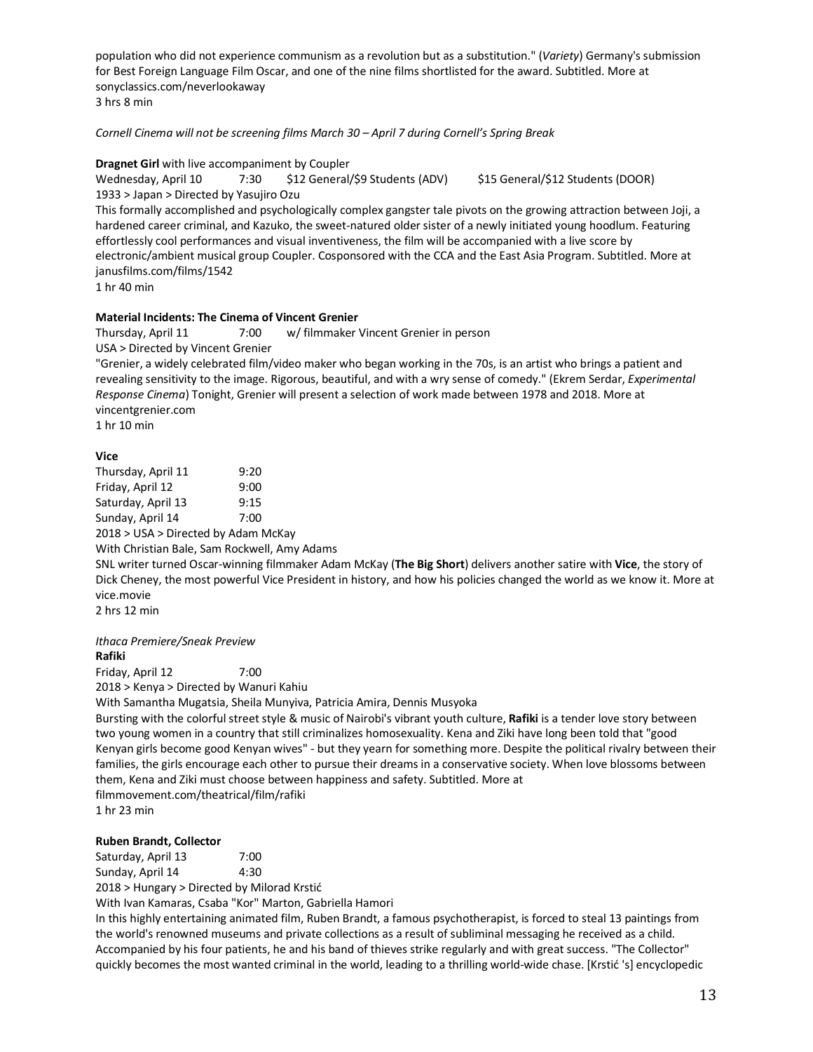population who did not experience communism as a revolution but as a substitution." (*Variety*) Germany's submission for Best Foreign Language Film Oscar, and one of the nine films shortlisted for the award. Subtitled. More at sonyclassics.com/neverlookaway
3 hrs 8 min

*Cornell Cinema will not be screening films March 30 – April 7 during Cornell's Spring Break*

**Dragnet Girl** with live accompaniment by Coupler
Wednesday, April 10 7:30 $12 General/$9 Students (ADV) $15 General/$12 Students (DOOR)
1933 > Japan > Directed by Yasujiro Ozu
This formally accomplished and psychologically complex gangster tale pivots on the growing attraction between Joji, a hardened career criminal, and Kazuko, the sweet-natured older sister of a newly initiated young hoodlum. Featuring effortlessly cool performances and visual inventiveness, the film will be accompanied with a live score by electronic/ambient musical group Coupler. Cosponsored with the CCA and the East Asia Program. Subtitled. More at janusfilms.com/films/1542
1 hr 40 min

**Material Incidents: The Cinema of Vincent Grenier**
Thursday, April 11 7:00 w/ filmmaker Vincent Grenier in person
USA > Directed by Vincent Grenier
"Grenier, a widely celebrated film/video maker who began working in the 70s, is an artist who brings a patient and revealing sensitivity to the image. Rigorous, beautiful, and with a wry sense of comedy." (Ekrem Serdar, *Experimental Response Cinema*) Tonight, Grenier will present a selection of work made between 1978 and 2018. More at vincentgrenier.com
1 hr 10 min

**Vice**
Thursday, April 11 9:20
Friday, April 12 9:00
Saturday, April 13 9:15
Sunday, April 14 7:00
2018 > USA > Directed by Adam McKay
With Christian Bale, Sam Rockwell, Amy Adams
SNL writer turned Oscar-winning filmmaker Adam McKay (**The Big Short**) delivers another satire with **Vice**, the story of Dick Cheney, the most powerful Vice President in history, and how his policies changed the world as we know it. More at vice.movie
2 hrs 12 min

*Ithaca Premiere/Sneak Preview*
**Rafiki**
Friday, April 12 7:00
2018 > Kenya > Directed by Wanuri Kahiu
With Samantha Mugatsia, Sheila Munyiva, Patricia Amira, Dennis Musyoka
Bursting with the colorful street style & music of Nairobi's vibrant youth culture, **Rafiki** is a tender love story between two young women in a country that still criminalizes homosexuality. Kena and Ziki have long been told that "good Kenyan girls become good Kenyan wives" - but they yearn for something more. Despite the political rivalry between their families, the girls encourage each other to pursue their dreams in a conservative society. When love blossoms between them, Kena and Ziki must choose between happiness and safety. Subtitled. More at filmmovement.com/theatrical/film/rafiki
1 hr 23 min

**Ruben Brandt, Collector**
Saturday, April 13 7:00
Sunday, April 14 4:30
2018 > Hungary > Directed by Milorad Krstić
With Ivan Kamaras, Csaba "Kor" Marton, Gabriella Hamori
In this highly entertaining animated film, Ruben Brandt, a famous psychotherapist, is forced to steal 13 paintings from the world's renowned museums and private collections as a result of subliminal messaging he received as a child. Accompanied by his four patients, he and his band of thieves strike regularly and with great success. "The Collector" quickly becomes the most wanted criminal in the world, leading to a thrilling world-wide chase. [Krstić 's] encyclopedic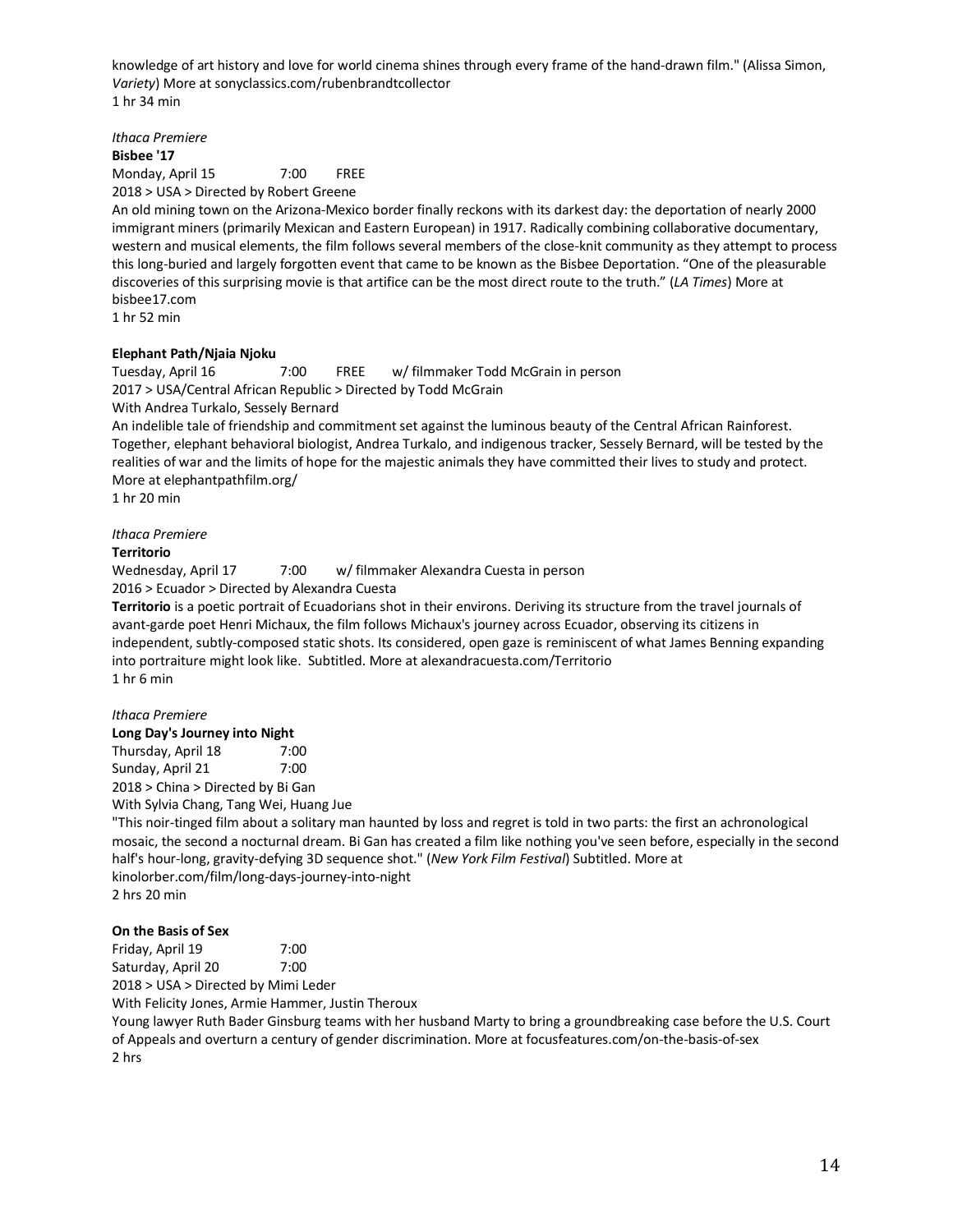knowledge of art history and love for world cinema shines through every frame of the hand-drawn film." (Alissa Simon, *Variety*) More at sonyclassics.com/rubenbrandtcollector
1 hr 34 min

*Ithaca Premiere*
**Bisbee '17**
Monday, April 15 7:00 FREE
2018 > USA > Directed by Robert Greene
An old mining town on the Arizona-Mexico border finally reckons with its darkest day: the deportation of nearly 2000 immigrant miners (primarily Mexican and Eastern European) in 1917. Radically combining collaborative documentary, western and musical elements, the film follows several members of the close-knit community as they attempt to process this long-buried and largely forgotten event that came to be known as the Bisbee Deportation. "One of the pleasurable discoveries of this surprising movie is that artifice can be the most direct route to the truth." (*LA Times*) More at bisbee17.com
1 hr 52 min

**Elephant Path/Njaia Njoku**
Tuesday, April 16 7:00 FREE w/ filmmaker Todd McGrain in person
2017 > USA/Central African Republic > Directed by Todd McGrain
With Andrea Turkalo, Sessely Bernard
An indelible tale of friendship and commitment set against the luminous beauty of the Central African Rainforest. Together, elephant behavioral biologist, Andrea Turkalo, and indigenous tracker, Sessely Bernard, will be tested by the realities of war and the limits of hope for the majestic animals they have committed their lives to study and protect. More at elephantpathfilm.org/
1 hr 20 min

*Ithaca Premiere*
**Territorio**
Wednesday, April 17 7:00 w/ filmmaker Alexandra Cuesta in person
2016 > Ecuador > Directed by Alexandra Cuesta
**Territorio** is a poetic portrait of Ecuadorians shot in their environs. Deriving its structure from the travel journals of avant-garde poet Henri Michaux, the film follows Michaux's journey across Ecuador, observing its citizens in independent, subtly-composed static shots. Its considered, open gaze is reminiscent of what James Benning expanding into portraiture might look like. Subtitled. More at alexandracuesta.com/Territorio
1 hr 6 min

*Ithaca Premiere*
**Long Day's Journey into Night**
Thursday, April 18 7:00
Sunday, April 21 7:00
2018 > China > Directed by Bi Gan
With Sylvia Chang, Tang Wei, Huang Jue
"This noir-tinged film about a solitary man haunted by loss and regret is told in two parts: the first an achronological mosaic, the second a nocturnal dream. Bi Gan has created a film like nothing you've seen before, especially in the second half's hour-long, gravity-defying 3D sequence shot." (*New York Film Festival*) Subtitled. More at kinolorber.com/film/long-days-journey-into-night
2 hrs 20 min

**On the Basis of Sex**
Friday, April 19 7:00
Saturday, April 20 7:00
2018 > USA > Directed by Mimi Leder
With Felicity Jones, Armie Hammer, Justin Theroux
Young lawyer Ruth Bader Ginsburg teams with her husband Marty to bring a groundbreaking case before the U.S. Court of Appeals and overturn a century of gender discrimination. More at focusfeatures.com/on-the-basis-of-sex
2 hrs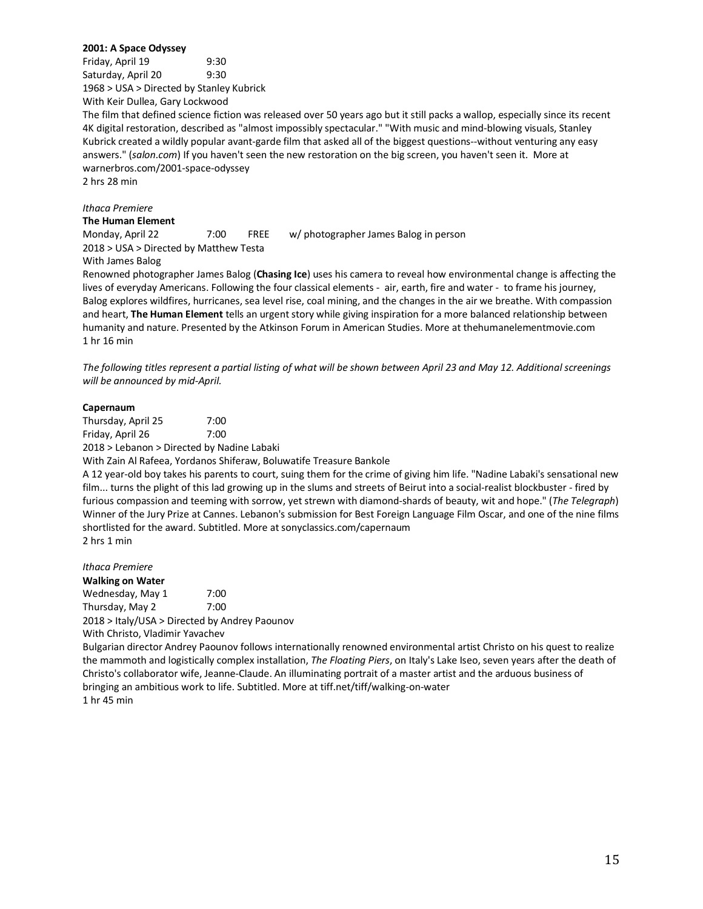**2001: A Space Odyssey**

Friday, April 19 9:30
Saturday, April 20 9:30
1968 > USA > Directed by Stanley Kubrick
With Keir Dullea, Gary Lockwood
The film that defined science fiction was released over 50 years ago but it still packs a wallop, especially since its recent 4K digital restoration, described as "almost impossibly spectacular." "With music and mind-blowing visuals, Stanley Kubrick created a wildly popular avant-garde film that asked all of the biggest questions--without venturing any easy answers." (*salon.com*) If you haven't seen the new restoration on the big screen, you haven't seen it. More at warnerbros.com/2001-space-odyssey
2 hrs 28 min

*Ithaca Premiere*
**The Human Element**

Monday, April 22 7:00 FREE w/ photographer James Balog in person
2018 > USA > Directed by Matthew Testa
With James Balog
Renowned photographer James Balog (**Chasing Ice**) uses his camera to reveal how environmental change is affecting the lives of everyday Americans. Following the four classical elements - air, earth, fire and water - to frame his journey, Balog explores wildfires, hurricanes, sea level rise, coal mining, and the changes in the air we breathe. With compassion and heart, **The Human Element** tells an urgent story while giving inspiration for a more balanced relationship between humanity and nature. Presented by the Atkinson Forum in American Studies. More at thehumanelementmovie.com
1 hr 16 min

*The following titles represent a partial listing of what will be shown between April 23 and May 12. Additional screenings will be announced by mid-April.*

**Capernaum**

Thursday, April 25 7:00
Friday, April 26 7:00
2018 > Lebanon > Directed by Nadine Labaki
With Zain Al Rafeea, Yordanos Shiferaw, Boluwatife Treasure Bankole
A 12 year-old boy takes his parents to court, suing them for the crime of giving him life. "Nadine Labaki's sensational new film... turns the plight of this lad growing up in the slums and streets of Beirut into a social-realist blockbuster - fired by furious compassion and teeming with sorrow, yet strewn with diamond-shards of beauty, wit and hope." (*The Telegraph*) Winner of the Jury Prize at Cannes. Lebanon's submission for Best Foreign Language Film Oscar, and one of the nine films shortlisted for the award. Subtitled. More at sonyclassics.com/capernaum
2 hrs 1 min

*Ithaca Premiere*
**Walking on Water**

Wednesday, May 1 7:00
Thursday, May 2 7:00
2018 > Italy/USA > Directed by Andrey Paounov
With Christo, Vladimir Yavachev
Bulgarian director Andrey Paounov follows internationally renowned environmental artist Christo on his quest to realize the mammoth and logistically complex installation, *The Floating Piers*, on Italy's Lake Iseo, seven years after the death of Christo's collaborator wife, Jeanne-Claude. An illuminating portrait of a master artist and the arduous business of bringing an ambitious work to life. Subtitled. More at tiff.net/tiff/walking-on-water
1 hr 45 min